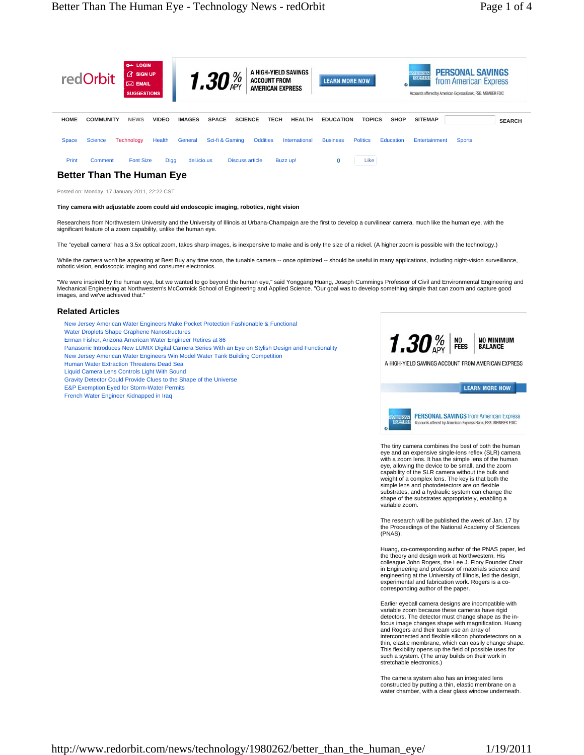# Better Than The Human Eye

Posted on: Monday, 17 January 2011, 22:22 CST

**Tiny camera with adjustable zoom could aid endoscopic imaging, robotics, night vision**

Researchers from Northwestern University and the University of Illinois at Urbana-Champaign are the first to develop a curvilinear camera, much like the human eye, with the significant feature of a zoom capability, unlike the human eye.

The "eyeball camera" has a 3.5x optical zoom, takes sharp images, is inexpensive to make and is only the size of a nickel. (A higher zoom is possible with the technology.)

While the camera won't be appearing at Best Buy any time soon, the tunable camera -- once optimized -- should be useful in many applications, including night-vision surveillance, robotic vision, endoscopic imaging and consumer electronics.

"We were inspired by the human eye, but we wanted to go beyond the human eye," said Yonggang Huang, Joseph Cummings Professor of Civil and Environmental Engineering and Mechanical Engineering at Northwestern's McCormick School of Engineering and Applied Science. "Our goal was to develop something simple that can zoom and capture good images, and we've achieved that."

The tiny camera combines the best of both the human eye and an expensive single-lens reflex (SLR) camera with a zoom lens. It has the simple lens of the human eye, allowing the device to be small, and the zoom capability of the SLR camera without the bulk and weight of a complex lens. The key is that both the simple lens and photodetectors are on flexible substrates, and a hydraulic system can change the shape of the substrates appropriately, enabling a variable zoom.

The research will be published the week of Jan. 17 by the Proceedings of the National Academy of Sciences (PNAS).

Huang, co-corresponding author of the PNAS paper, led the theory and design work at Northwestern. His colleague John Rogers, the Lee J. Flory Founder Chair in Engineering and professor of materials science and engineering at the University of Illinois, led the design, experimental and fabrication work. Rogers is a co-corresponding author of the paper.

Earlier eyeball camera designs are incompatible with variable zoom because these cameras have rigid detectors. The detector must change shape as the in-focus image changes shape with magnification. Huang and Rogers and their team use an array of interconnected and flexible silicon photodetectors on a thin, elastic membrane, which can easily change shape. This flexibility opens up the field of possible uses for such a system. (The array builds on their work in stretchable electronics.)

The camera system also has an integrated lens constructed by putting a thin, elastic membrane on a water chamber, with a clear glass window underneath.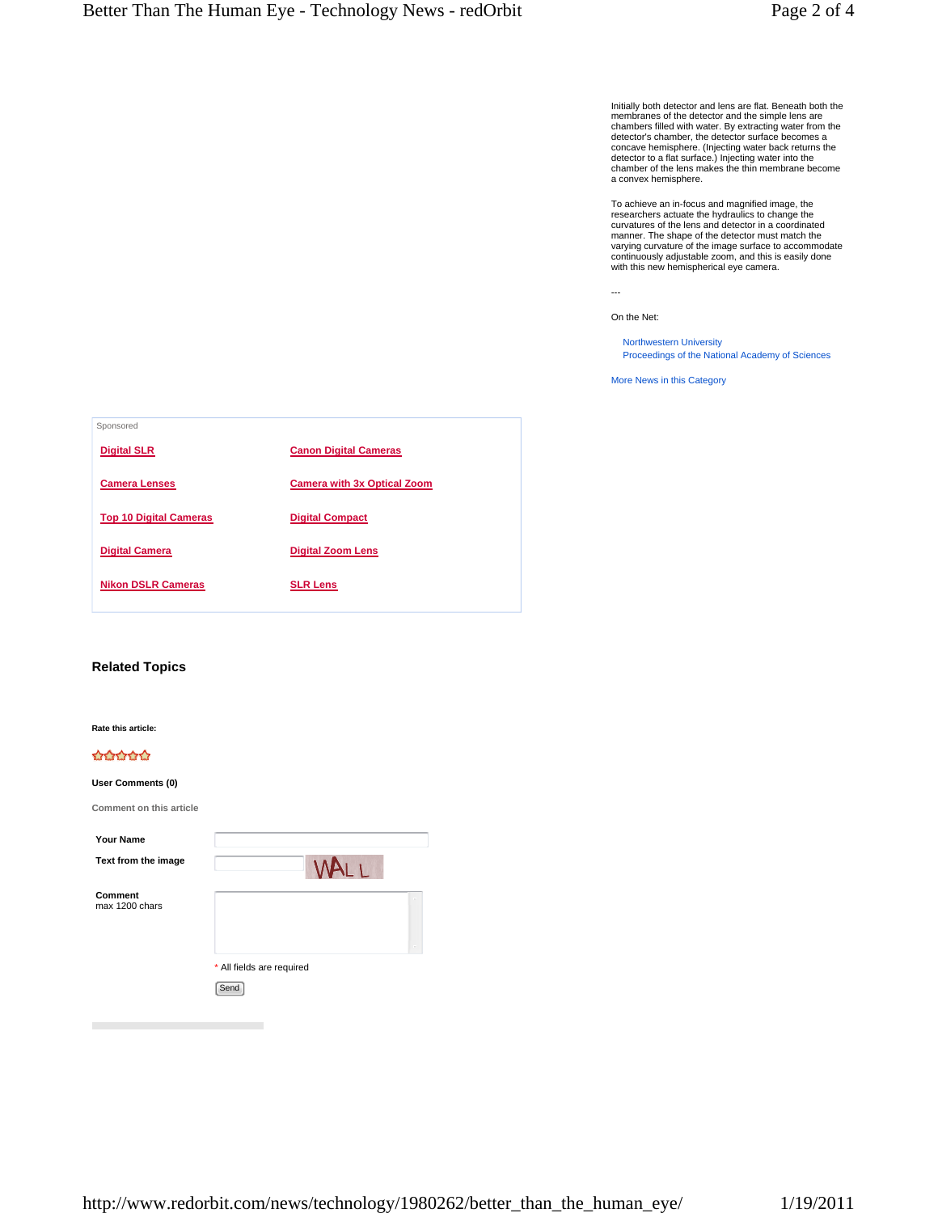Initially both detector and lens are flat. Beneath both the membranes of the detector and the simple lens are chambers filled with water. By extracting water from the detector's chamber, the detector surface becomes a concave hemisphere. (Injecting water back returns the detector to a flat surface.) Injecting water into the chamber of the lens makes the thin membrane become a convex hemisphere.

To achieve an in-focus and magnified image, the researchers actuate the hydraulics to change the curvatures of the lens and detector in a coordinated manner. The shape of the detector must match the varying curvature of the image surface to accommodate continuously adjustable zoom, and this is easily done with this new hemispherical eye camera.

---

On the Net:

- Northwestern University
- Proceedings of the National Academy of Sciences

More News in this Category

Sponsored

| | |
|---|---|
| Digital SLR | Canon Digital Cameras |
| Camera Lenses | Camera with 3x Optical Zoom |
| Top 10 Digital Cameras | Digital Compact |
| Digital Camera | Digital Zoom Lens |
| Nikon DSLR Cameras | SLR Lens |

## Related Topics

**Rate this article:**

**User Comments (0)**

Comment on this article

**Your Name**

**Text from the image**

**Comment**
max 1200 chars

* All fields are required

Send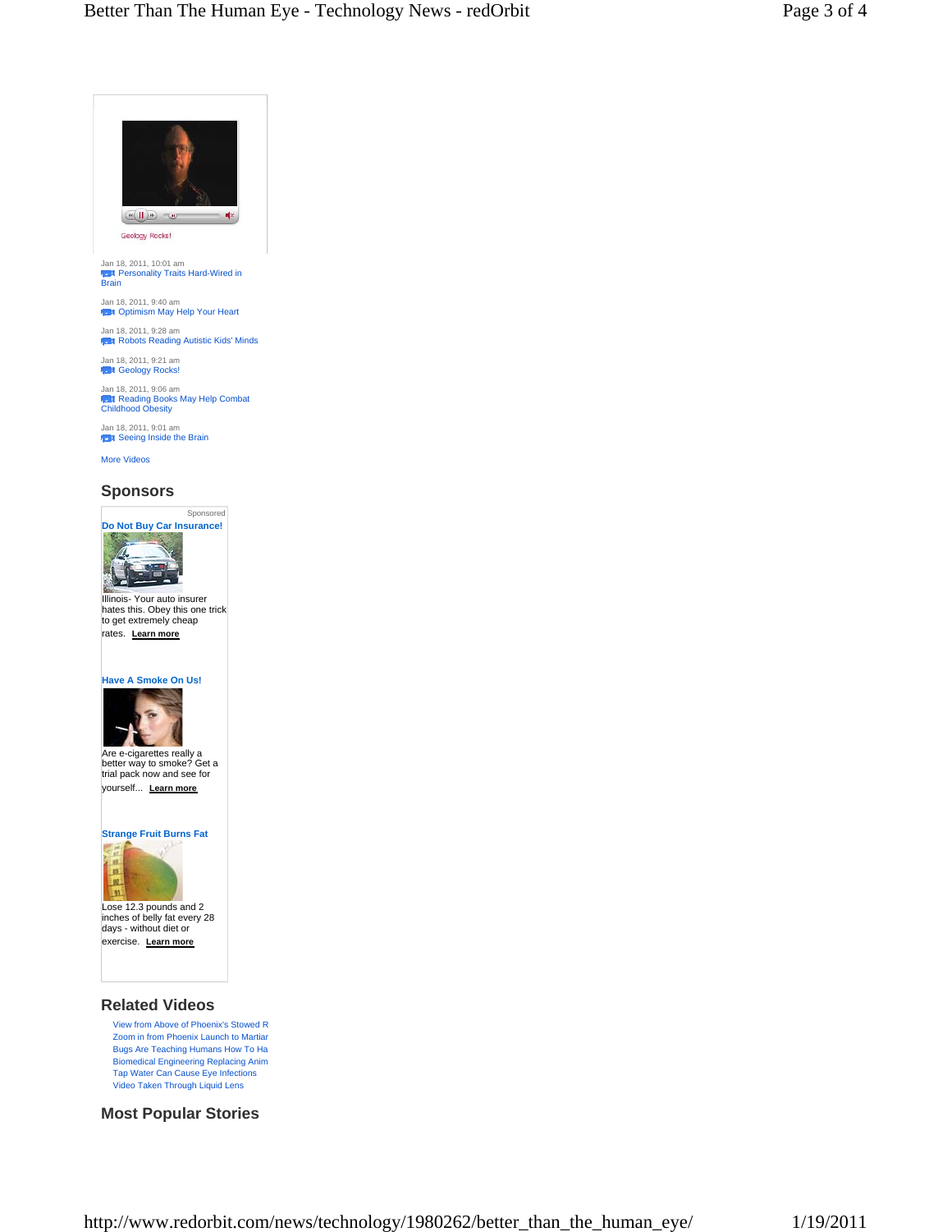Geology Rocks!

Jan 18, 2011, 10:01 am
Personality Traits Hard-Wired in Brain

Jan 18, 2011, 9:40 am
Optimism May Help Your Heart

Jan 18, 2011, 9:28 am
Robots Reading Autistic Kids' Minds

Jan 18, 2011, 9:21 am
Geology Rocks!

Jan 18, 2011, 9:06 am
Reading Books May Help Combat Childhood Obesity

Jan 18, 2011, 9:01 am
Seeing Inside the Brain

More Videos

## Sponsors

Sponsored

**Do Not Buy Car Insurance!**

Illinois- Your auto insurer hates this. Obey this one trick to get extremely cheap rates. **Learn more**

**Have A Smoke On Us!**

Are e-cigarettes really a better way to smoke? Get a trial pack now and see for yourself... **Learn more**

**Strange Fruit Burns Fat**

Lose 12.3 pounds and 2 inches of belly fat every 28 days - without diet or exercise. **Learn more**

## Related Videos

- View from Above of Phoenix's Stowed R
- Zoom in from Phoenix Launch to Martiar
- Bugs Are Teaching Humans How To Ha
- Biomedical Engineering Replacing Anim
- Tap Water Can Cause Eye Infections
- Video Taken Through Liquid Lens

## Most Popular Stories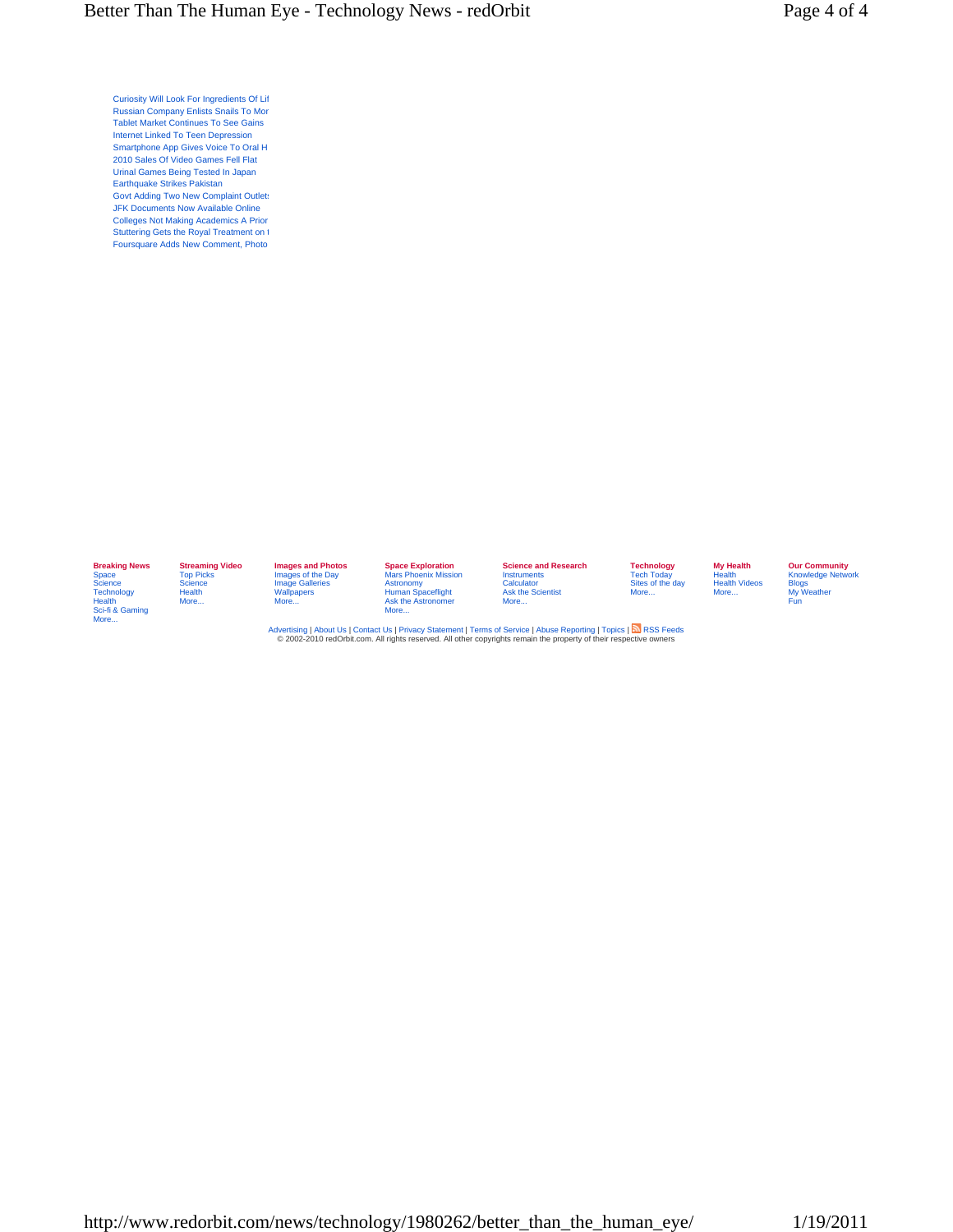Curiosity Will Look For Ingredients Of Lif
Russian Company Enlists Snails To Mor
Tablet Market Continues To See Gains
Internet Linked To Teen Depression
Smartphone App Gives Voice To Oral H
2010 Sales Of Video Games Fell Flat
Urinal Games Being Tested In Japan
Earthquake Strikes Pakistan
Govt Adding Two New Complaint Outlets
JFK Documents Now Available Online
Colleges Not Making Academics A Prior
Stuttering Gets the Royal Treatment on t
Foursquare Adds New Comment, Photo

**Breaking News**
Space
Science
Technology
Health
Sci-fi & Gaming
More...

**Streaming Video**
Top Picks
Science
Health
More...

**Images and Photos**
Images of the Day
Image Galleries
Wallpapers
More...

**Space Exploration**
Mars Phoenix Mission
Astronomy
Human Spaceflight
Ask the Astronomer
More...

**Science and Research**
Instruments
Calculator
Ask the Scientist
More...

**Technology**
Tech Today
Sites of the day
More...

**My Health**
Health
Health Videos
More...

**Our Community**
Knowledge Network
Blogs
My Weather
Fun

Advertising | About Us | Contact Us | Privacy Statement | Terms of Service | Abuse Reporting | Topics | RSS Feeds
© 2002-2010 redOrbit.com. All rights reserved. All other copyrights remain the property of their respective owners